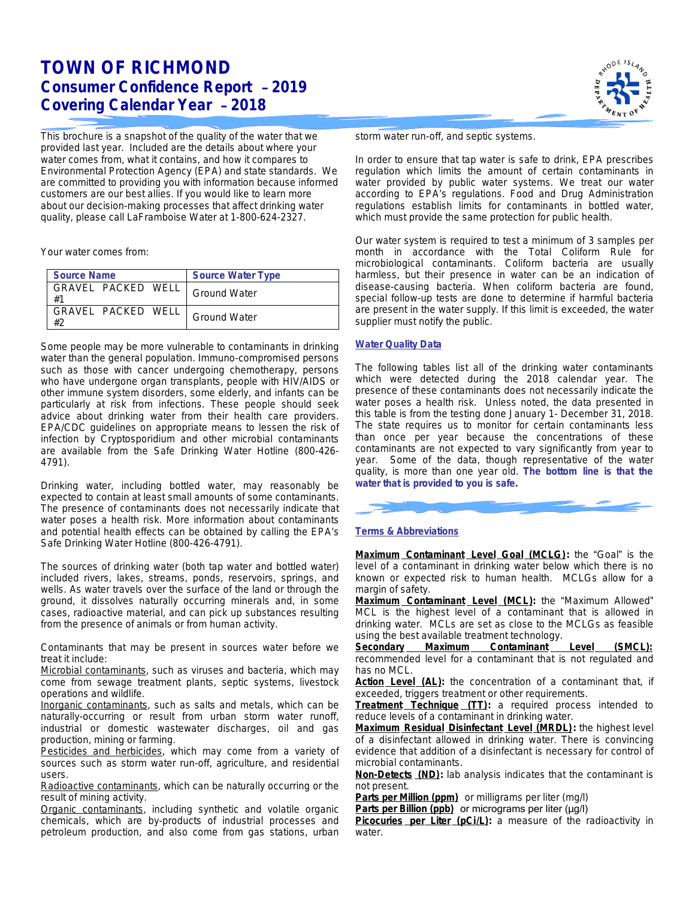# TOWN OF RICHMOND
## Consumer Confidence Report – 2019
## Covering Calendar Year – 2018

This brochure is a snapshot of the quality of the water that we provided last year. Included are the details about where your water comes from, what it contains, and how it compares to Environmental Protection Agency (EPA) and state standards. We are committed to providing you with information because informed customers are our best allies. If you would like to learn more about our decision-making processes that affect drinking water quality, please call LaFramboise Water at 1-800-624-2327.

Your water comes from:

| Source Name | Source Water Type |
|---|---|
| GRAVEL PACKED WELL #1 | Ground Water |
| GRAVEL PACKED WELL #2 | Ground Water |

Some people may be more vulnerable to contaminants in drinking water than the general population. Immuno-compromised persons such as those with cancer undergoing chemotherapy, persons who have undergone organ transplants, people with HIV/AIDS or other immune system disorders, some elderly, and infants can be particularly at risk from infections. These people should seek advice about drinking water from their health care providers. EPA/CDC guidelines on appropriate means to lessen the risk of infection by Cryptosporidium and other microbial contaminants are available from the Safe Drinking Water Hotline (800-426-4791).

Drinking water, including bottled water, may reasonably be expected to contain at least small amounts of some contaminants. The presence of contaminants does not necessarily indicate that water poses a health risk. More information about contaminants and potential health effects can be obtained by calling the EPA's Safe Drinking Water Hotline (800-426-4791).

The sources of drinking water (both tap water and bottled water) included rivers, lakes, streams, ponds, reservoirs, springs, and wells. As water travels over the surface of the land or through the ground, it dissolves naturally occurring minerals and, in some cases, radioactive material, and can pick up substances resulting from the presence of animals or from human activity.

Contaminants that may be present in sources water before we treat it include:

Microbial contaminants, such as viruses and bacteria, which may come from sewage treatment plants, septic systems, livestock operations and wildlife.

Inorganic contaminants, such as salts and metals, which can be naturally-occurring or result from urban storm water runoff, industrial or domestic wastewater discharges, oil and gas production, mining or farming.

Pesticides and herbicides, which may come from a variety of sources such as storm water run-off, agriculture, and residential users.

Radioactive contaminants, which can be naturally occurring or the result of mining activity.

Organic contaminants, including synthetic and volatile organic chemicals, which are by-products of industrial processes and petroleum production, and also come from gas stations, urban storm water run-off, and septic systems.

In order to ensure that tap water is safe to drink, EPA prescribes regulation which limits the amount of certain contaminants in water provided by public water systems. We treat our water according to EPA's regulations. Food and Drug Administration regulations establish limits for contaminants in bottled water, which must provide the same protection for public health.

Our water system is required to test a minimum of 3 samples per month in accordance with the Total Coliform Rule for microbiological contaminants. Coliform bacteria are usually harmless, but their presence in water can be an indication of disease-causing bacteria. When coliform bacteria are found, special follow-up tests are done to determine if harmful bacteria are present in the water supply. If this limit is exceeded, the water supplier must notify the public.

### Water Quality Data

The following tables list all of the drinking water contaminants which were detected during the 2018 calendar year. The presence of these contaminants does not necessarily indicate the water poses a health risk. Unless noted, the data presented in this table is from the testing done January 1- December 31, 2018. The state requires us to monitor for certain contaminants less than once per year because the concentrations of these contaminants are not expected to vary significantly from year to year. Some of the data, though representative of the water quality, is more than one year old. **The bottom line is that the water that is provided to you is safe.**

### Terms & Abbreviations

**Maximum Contaminant Level Goal (MCLG):** the "Goal" is the level of a contaminant in drinking water below which there is no known or expected risk to human health. MCLGs allow for a margin of safety.

**Maximum Contaminant Level (MCL):** the "Maximum Allowed" MCL is the highest level of a contaminant that is allowed in drinking water. MCLs are set as close to the MCLGs as feasible using the best available treatment technology.

**Secondary Maximum Contaminant Level (SMCL):** recommended level for a contaminant that is not regulated and has no MCL.

**Action Level (AL):** the concentration of a contaminant that, if exceeded, triggers treatment or other requirements.

**Treatment Technique (TT):** a required process intended to reduce levels of a contaminant in drinking water.

**Maximum Residual Disinfectant Level (MRDL):** the highest level of a disinfectant allowed in drinking water. There is convincing evidence that addition of a disinfectant is necessary for control of microbial contaminants.

**Non-Detects (ND):** lab analysis indicates that the contaminant is not present.

**Parts per Million (ppm)** or milligrams per liter (mg/l)

**Parts per Billion (ppb)** or micrograms per liter (µg/l)

**Picocuries per Liter (pCi/L):** a measure of the radioactivity in water.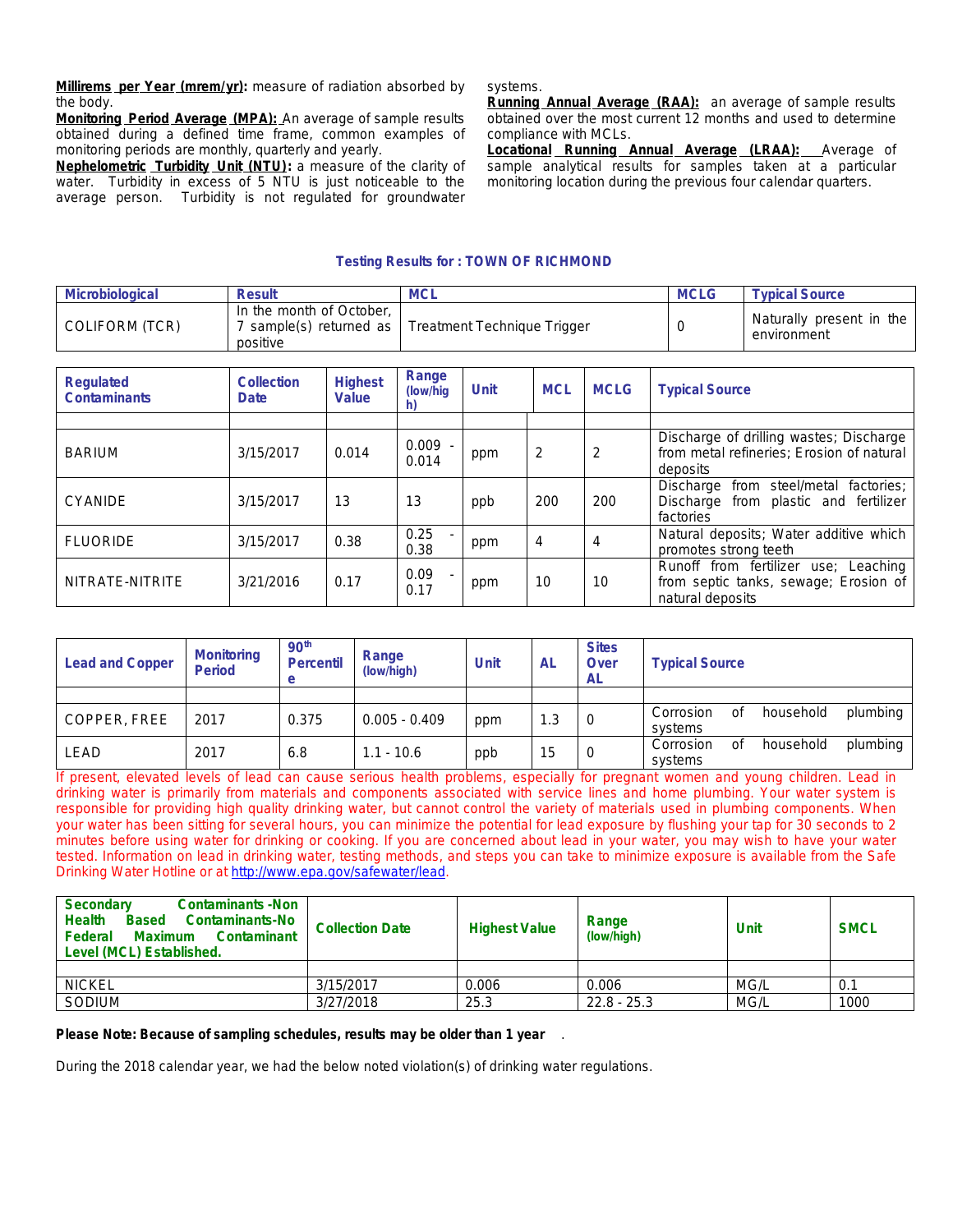**Millirems per Year (mrem/yr):** measure of radiation absorbed by the body.

**Monitoring Period Average (MPA):** An average of sample results obtained during a defined time frame, common examples of monitoring periods are monthly, quarterly and yearly.

**Nephelometric Turbidity Unit (NTU):** a measure of the clarity of water. Turbidity in excess of 5 NTU is just noticeable to the average person. Turbidity is not regulated for groundwater systems.

**Running Annual Average (RAA):** an average of sample results obtained over the most current 12 months and used to determine compliance with MCLs.

**Locational Running Annual Average (LRAA):** Average of sample analytical results for samples taken at a particular monitoring location during the previous four calendar quarters.

### Testing Results for : TOWN OF RICHMOND

| Microbiological | Result | MCL | MCLG | Typical Source |
|---|---|---|---|---|
| COLIFORM (TCR) | In the month of October, 7 sample(s) returned as positive | Treatment Technique Trigger | 0 | Naturally present in the environment |

| Regulated Contaminants | Collection Date | Highest Value | Range (low/high) | Unit | MCL | MCLG | Typical Source |
|---|---|---|---|---|---|---|---|
| | | | | | | | |
| BARIUM | 3/15/2017 | 0.014 | 0.009 - 0.014 | ppm | 2 | 2 | Discharge of drilling wastes; Discharge from metal refineries; Erosion of natural deposits |
| CYANIDE | 3/15/2017 | 13 | 13 | ppb | 200 | 200 | Discharge from steel/metal factories; Discharge from plastic and fertilizer factories |
| FLUORIDE | 3/15/2017 | 0.38 | 0.25 - 0.38 | ppm | 4 | 4 | Natural deposits; Water additive which promotes strong teeth |
| NITRATE-NITRITE | 3/21/2016 | 0.17 | 0.09 - 0.17 | ppm | 10 | 10 | Runoff from fertilizer use; Leaching from septic tanks, sewage; Erosion of natural deposits |

| Lead and Copper | Monitoring Period | 90th Percentile | Range (low/high) | Unit | AL | Sites Over AL | Typical Source |
|---|---|---|---|---|---|---|---|
| | | | | | | | |
| COPPER, FREE | 2017 | 0.375 | 0.005 - 0.409 | ppm | 1.3 | 0 | Corrosion of household plumbing systems |
| LEAD | 2017 | 6.8 | 1.1 - 10.6 | ppb | 15 | 0 | Corrosion of household plumbing systems |

If present, elevated levels of lead can cause serious health problems, especially for pregnant women and young children. Lead in drinking water is primarily from materials and components associated with service lines and home plumbing. Your water system is responsible for providing high quality drinking water, but cannot control the variety of materials used in plumbing components. When your water has been sitting for several hours, you can minimize the potential for lead exposure by flushing your tap for 30 seconds to 2 minutes before using water for drinking or cooking. If you are concerned about lead in your water, you may wish to have your water tested. Information on lead in drinking water, testing methods, and steps you can take to minimize exposure is available from the Safe Drinking Water Hotline or at http://www.epa.gov/safewater/lead.

| Secondary Contaminants -Non Health Based Contaminants-No Federal Maximum Contaminant Level (MCL) Established. | Collection Date | Highest Value | Range (low/high) | Unit | SMCL |
|---|---|---|---|---|---|
| | | | | | |
| NICKEL | 3/15/2017 | 0.006 | 0.006 | MG/L | 0.1 |
| SODIUM | 3/27/2018 | 25.3 | 22.8 - 25.3 | MG/L | 1000 |

**Please Note: Because of sampling schedules, results may be older than 1 year** .

During the 2018 calendar year, we had the below noted violation(s) of drinking water regulations.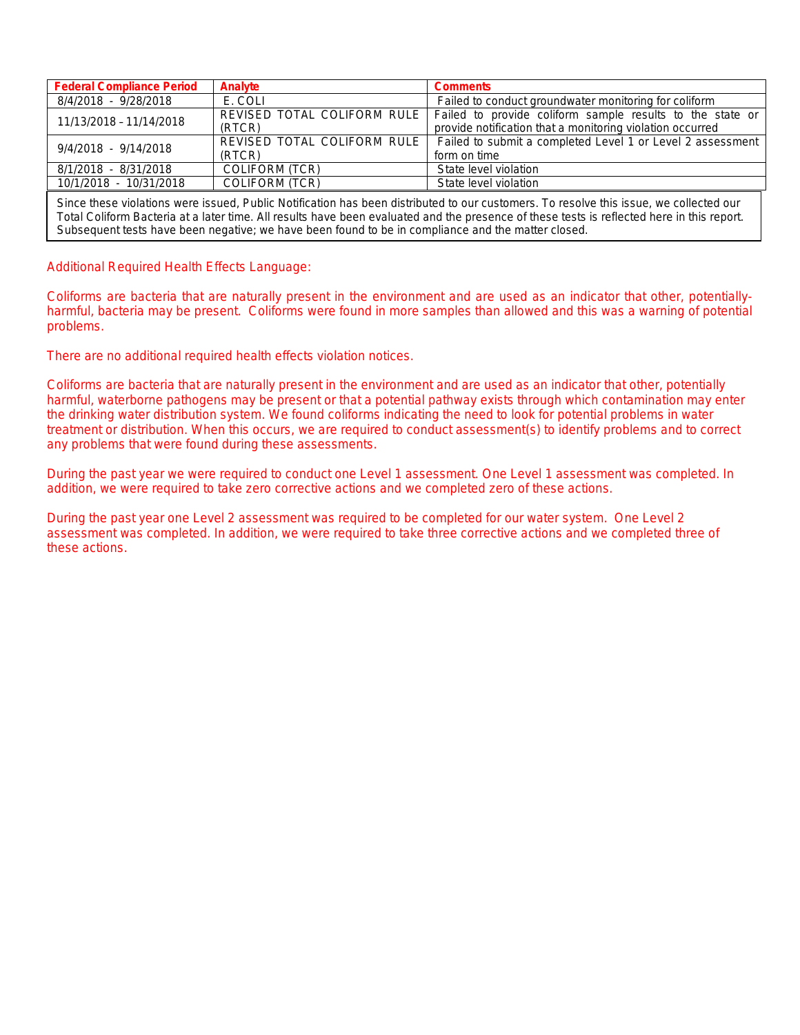| Federal Compliance Period | Analyte | Comments |
| --- | --- | --- |
| 8/4/2018 - 9/28/2018 | E. COLI | Failed to conduct groundwater monitoring for coliform |
| 11/13/2018 – 11/14/2018 | REVISED TOTAL COLIFORM RULE (RTCR) | Failed to provide coliform sample results to the state or provide notification that a monitoring violation occurred |
| 9/4/2018 - 9/14/2018 | REVISED TOTAL COLIFORM RULE (RTCR) | Failed to submit a completed Level 1 or Level 2 assessment form on time |
| 8/1/2018 - 8/31/2018 | COLIFORM (TCR) | State level violation |
| 10/1/2018 - 10/31/2018 | COLIFORM (TCR) | State level violation |

Since these violations were issued, Public Notification has been distributed to our customers. To resolve this issue, we collected our Total Coliform Bacteria at a later time. All results have been evaluated and the presence of these tests is reflected here in this report. Subsequent tests have been negative; we have been found to be in compliance and the matter closed.

Additional Required Health Effects Language:

Coliforms are bacteria that are naturally present in the environment and are used as an indicator that other, potentially-harmful, bacteria may be present. Coliforms were found in more samples than allowed and this was a warning of potential problems.

There are no additional required health effects violation notices.

Coliforms are bacteria that are naturally present in the environment and are used as an indicator that other, potentially harmful, waterborne pathogens may be present or that a potential pathway exists through which contamination may enter the drinking water distribution system. We found coliforms indicating the need to look for potential problems in water treatment or distribution. When this occurs, we are required to conduct assessment(s) to identify problems and to correct any problems that were found during these assessments.

During the past year we were required to conduct one Level 1 assessment. One Level 1 assessment was completed. In addition, we were required to take zero corrective actions and we completed zero of these actions.

During the past year one Level 2 assessment was required to be completed for our water system. One Level 2 assessment was completed. In addition, we were required to take three corrective actions and we completed three of these actions.